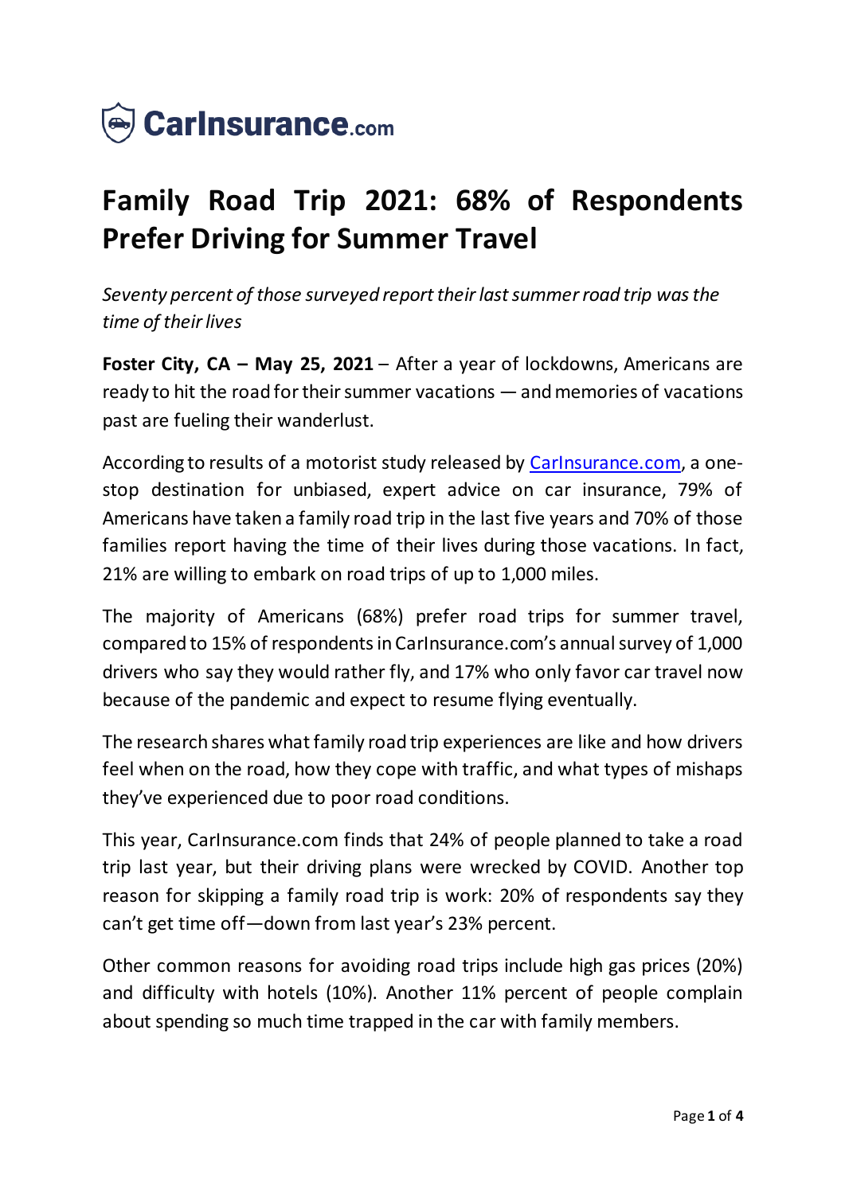CarInsurance.com

# Family Road Trip 2021: 68% of Respondents Prefer Driving for Summer Travel

*Seventy percent of those surveyed report their last summer road trip was the time of their lives*

**Foster City, CA – May 25, 2021** – After a year of lockdowns, Americans are ready to hit the road for their summer vacations — and memories of vacations past are fueling their wanderlust.

According to results of a motorist study released by [CarInsurance.com](CarInsurance.com), a one-stop destination for unbiased, expert advice on car insurance, 79% of Americans have taken a family road trip in the last five years and 70% of those families report having the time of their lives during those vacations. In fact, 21% are willing to embark on road trips of up to 1,000 miles.

The majority of Americans (68%) prefer road trips for summer travel, compared to 15% of respondents in CarInsurance.com's annual survey of 1,000 drivers who say they would rather fly, and 17% who only favor car travel now because of the pandemic and expect to resume flying eventually.

The research shares what family road trip experiences are like and how drivers feel when on the road, how they cope with traffic, and what types of mishaps they've experienced due to poor road conditions.

This year, CarInsurance.com finds that 24% of people planned to take a road trip last year, but their driving plans were wrecked by COVID. Another top reason for skipping a family road trip is work: 20% of respondents say they can't get time off—down from last year's 23% percent.

Other common reasons for avoiding road trips include high gas prices (20%) and difficulty with hotels (10%). Another 11% percent of people complain about spending so much time trapped in the car with family members.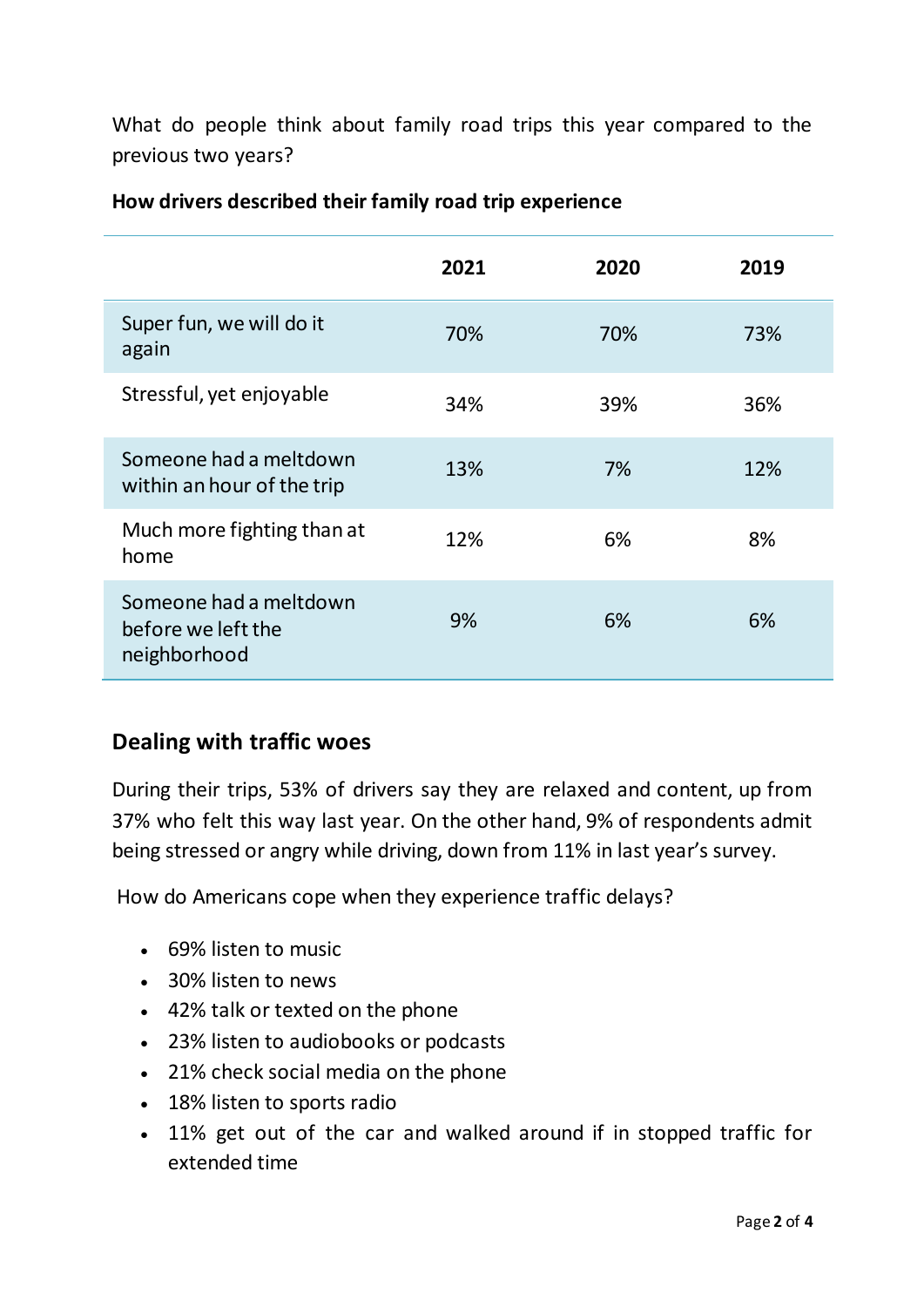What do people think about family road trips this year compared to the previous two years?

**How drivers described their family road trip experience**

| | 2021 | 2020 | 2019 |
|---|---|---|---|
| Super fun, we will do it again | 70% | 70% | 73% |
| Stressful, yet enjoyable | 34% | 39% | 36% |
| Someone had a meltdown within an hour of the trip | 13% | 7% | 12% |
| Much more fighting than at home | 12% | 6% | 8% |
| Someone had a meltdown before we left the neighborhood | 9% | 6% | 6% |

## Dealing with traffic woes

During their trips, 53% of drivers say they are relaxed and content, up from 37% who felt this way last year. On the other hand, 9% of respondents admit being stressed or angry while driving, down from 11% in last year's survey.

How do Americans cope when they experience traffic delays?

- 69% listen to music
- 30% listen to news
- 42% talk or texted on the phone
- 23% listen to audiobooks or podcasts
- 21% check social media on the phone
- 18% listen to sports radio
- 11% get out of the car and walked around if in stopped traffic for extended time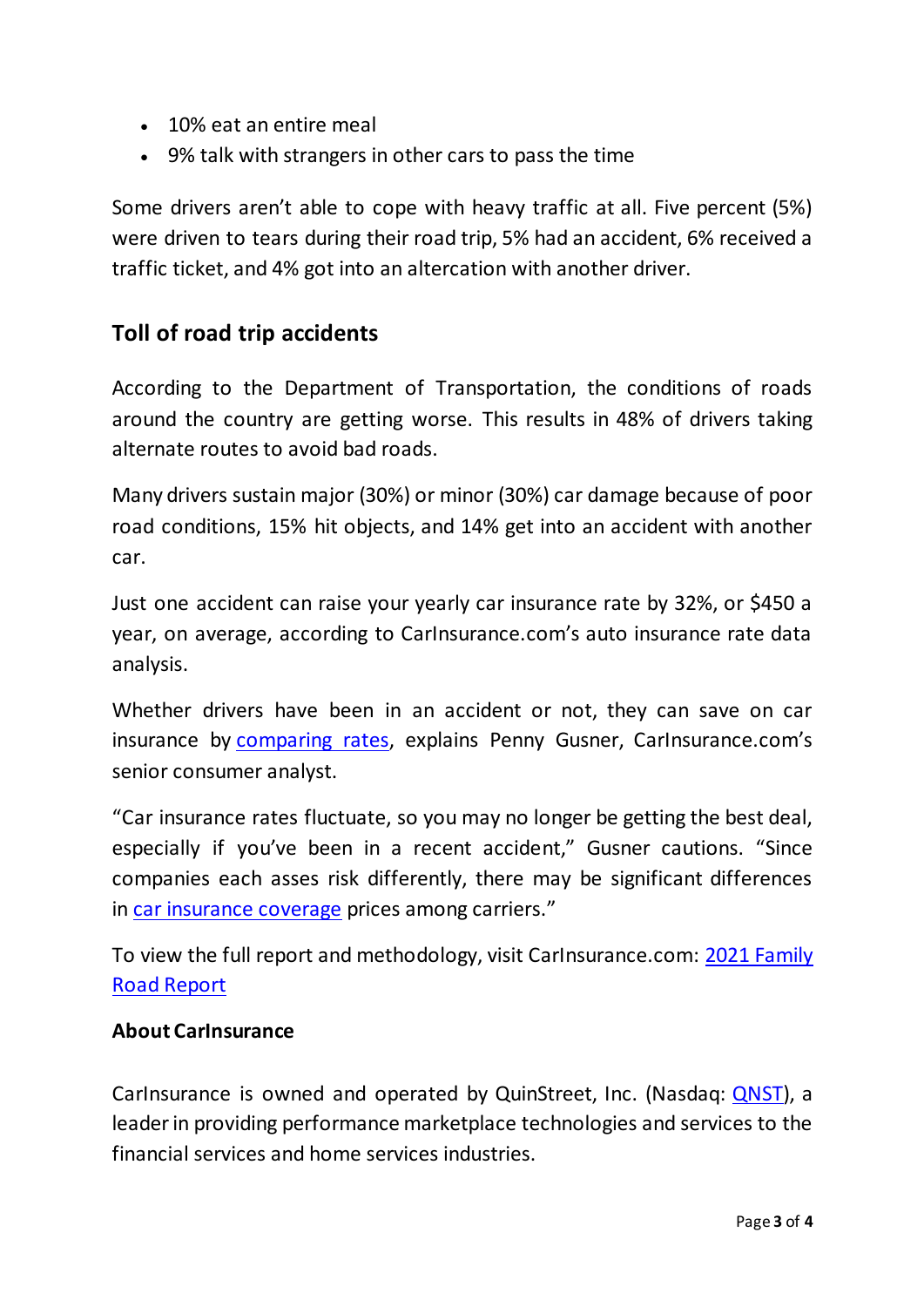- 10% eat an entire meal
- 9% talk with strangers in other cars to pass the time

Some drivers aren't able to cope with heavy traffic at all. Five percent (5%) were driven to tears during their road trip, 5% had an accident, 6% received a traffic ticket, and 4% got into an altercation with another driver.

## Toll of road trip accidents

According to the Department of Transportation, the conditions of roads around the country are getting worse. This results in 48% of drivers taking alternate routes to avoid bad roads.

Many drivers sustain major (30%) or minor (30%) car damage because of poor road conditions, 15% hit objects, and 14% get into an accident with another car.

Just one accident can raise your yearly car insurance rate by 32%, or $450 a year, on average, according to CarInsurance.com's auto insurance rate data analysis.

Whether drivers have been in an accident or not, they can save on car insurance by [comparing rates](), explains Penny Gusner, CarInsurance.com's senior consumer analyst.

"Car insurance rates fluctuate, so you may no longer be getting the best deal, especially if you've been in a recent accident," Gusner cautions. "Since companies each asses risk differently, there may be significant differences in [car insurance coverage]() prices among carriers."

To view the full report and methodology, visit CarInsurance.com: [2021 Family Road Report]()

**About CarInsurance**

CarInsurance is owned and operated by QuinStreet, Inc. (Nasdaq: [QNST]()), a leader in providing performance marketplace technologies and services to the financial services and home services industries.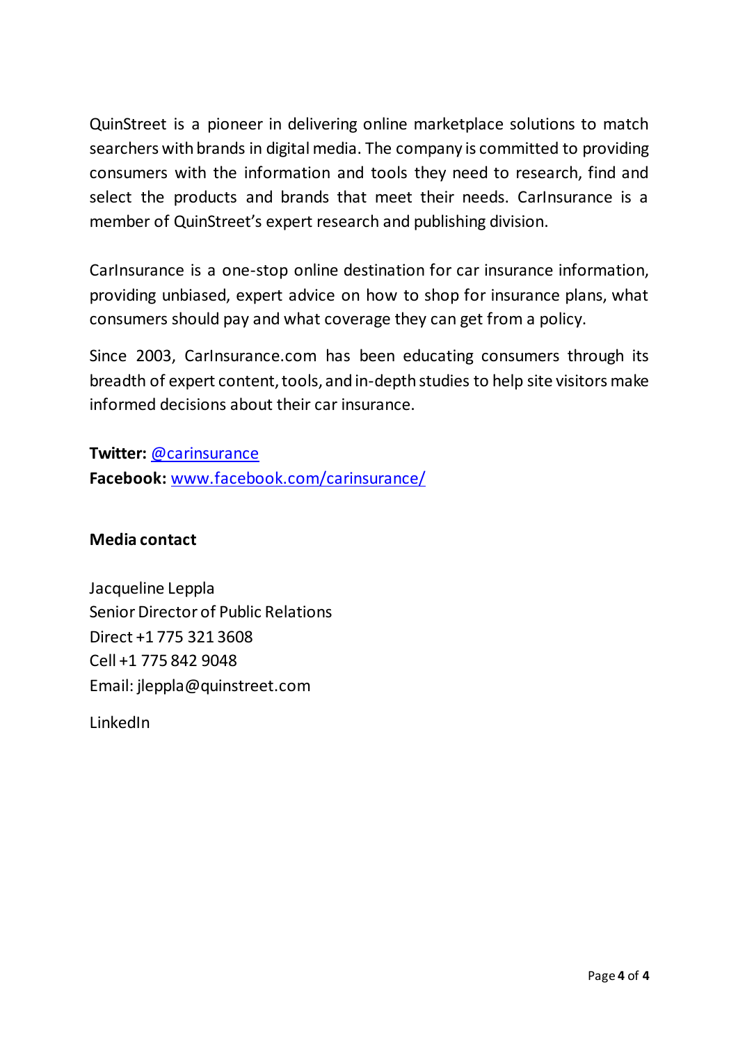QuinStreet is a pioneer in delivering online marketplace solutions to match searchers with brands in digital media. The company is committed to providing consumers with the information and tools they need to research, find and select the products and brands that meet their needs. CarInsurance is a member of QuinStreet's expert research and publishing division.

CarInsurance is a one-stop online destination for car insurance information, providing unbiased, expert advice on how to shop for insurance plans, what consumers should pay and what coverage they can get from a policy.

Since 2003, CarInsurance.com has been educating consumers through its breadth of expert content, tools, and in-depth studies to help site visitors make informed decisions about their car insurance.

**Twitter:** [@carinsurance](@carinsurance)  
**Facebook:** [www.facebook.com/carinsurance/](www.facebook.com/carinsurance/)

**Media contact**

Jacqueline Leppla  
Senior Director of Public Relations  
Direct +1 775 321 3608  
Cell +1 775 842 9048  
Email: jleppla@quinstreet.com

LinkedIn